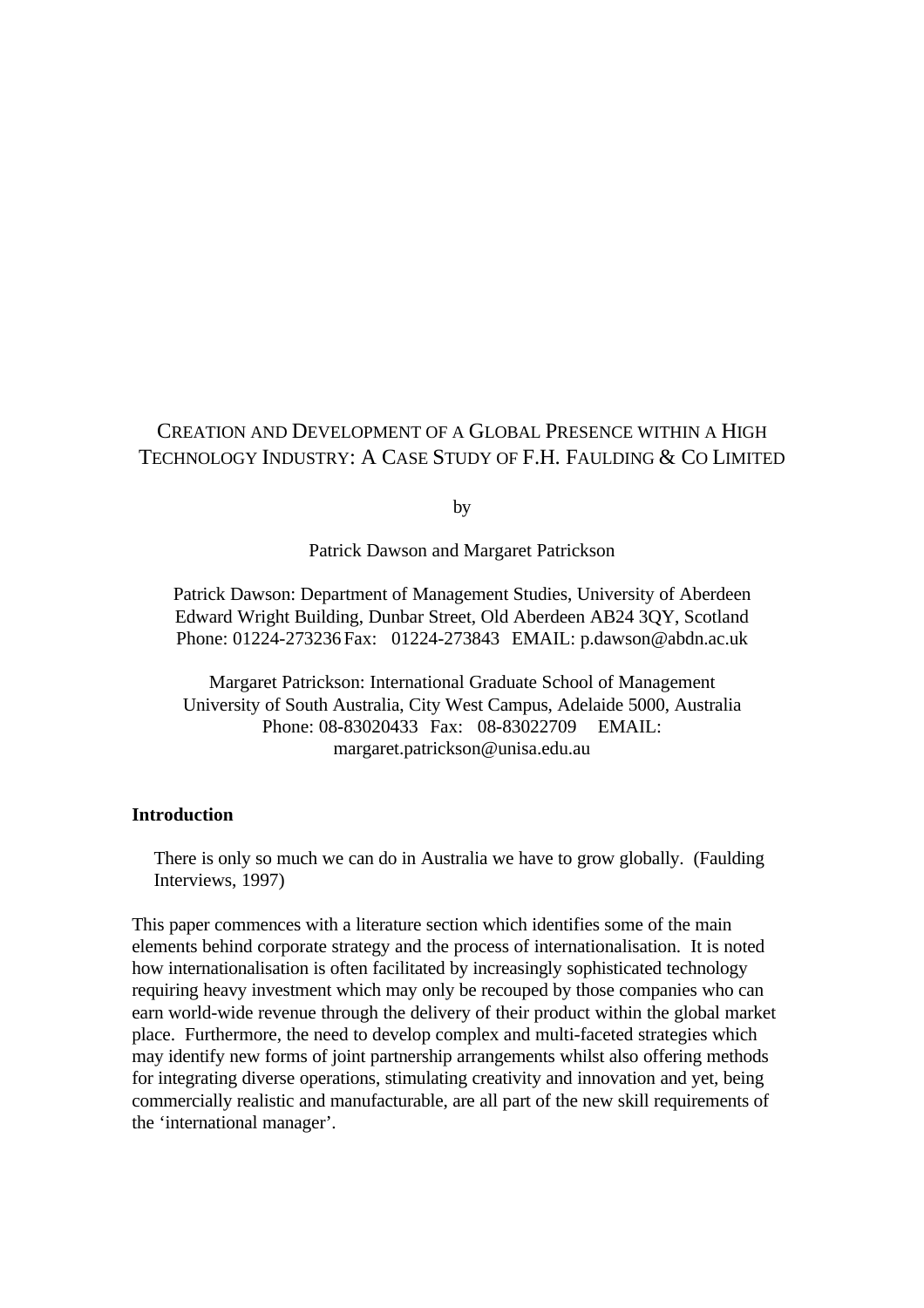# Creation and Development of a Global Presence within a High Technology Industry: A Case Study of F.H. Faulding & Co Limited

by

Patrick Dawson and Margaret Patrickson

Patrick Dawson: Department of Management Studies, University of Aberdeen
Edward Wright Building, Dunbar Street, Old Aberdeen AB24 3QY, Scotland
Phone: 01224-273236 Fax: 01224-273843 EMAIL: p.dawson@abdn.ac.uk

Margaret Patrickson: International Graduate School of Management
University of South Australia, City West Campus, Adelaide 5000, Australia
Phone: 08-83020433 Fax: 08-83022709 EMAIL: margaret.patrickson@unisa.edu.au

## Introduction

> There is only so much we can do in Australia we have to grow globally. (Faulding Interviews, 1997)

This paper commences with a literature section which identifies some of the main elements behind corporate strategy and the process of internationalisation. It is noted how internationalisation is often facilitated by increasingly sophisticated technology requiring heavy investment which may only be recouped by those companies who can earn world-wide revenue through the delivery of their product within the global market place. Furthermore, the need to develop complex and multi-faceted strategies which may identify new forms of joint partnership arrangements whilst also offering methods for integrating diverse operations, stimulating creativity and innovation and yet, being commercially realistic and manufacturable, are all part of the new skill requirements of the 'international manager'.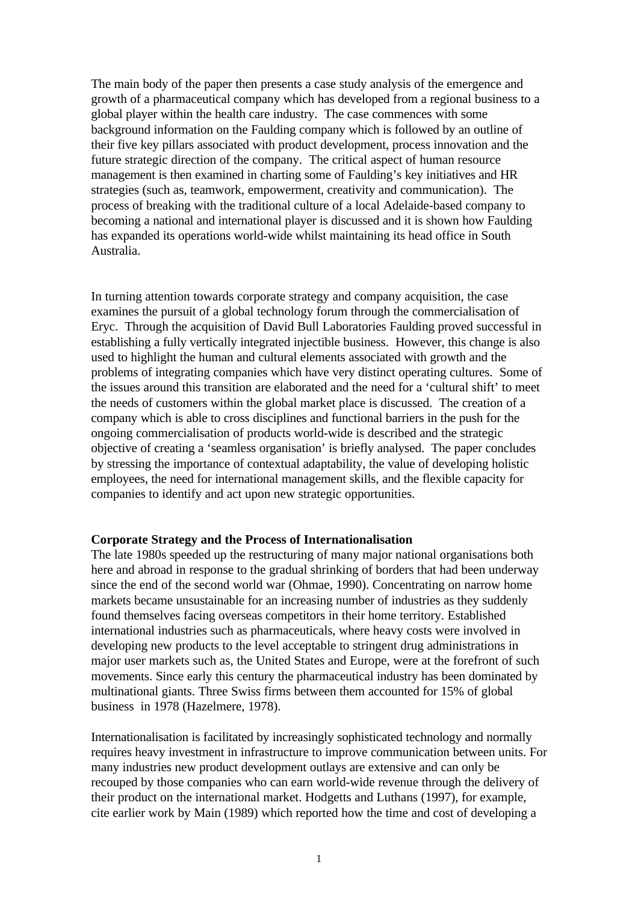The main body of the paper then presents a case study analysis of the emergence and growth of a pharmaceutical company which has developed from a regional business to a global player within the health care industry. The case commences with some background information on the Faulding company which is followed by an outline of their five key pillars associated with product development, process innovation and the future strategic direction of the company. The critical aspect of human resource management is then examined in charting some of Faulding's key initiatives and HR strategies (such as, teamwork, empowerment, creativity and communication). The process of breaking with the traditional culture of a local Adelaide-based company to becoming a national and international player is discussed and it is shown how Faulding has expanded its operations world-wide whilst maintaining its head office in South Australia.

In turning attention towards corporate strategy and company acquisition, the case examines the pursuit of a global technology forum through the commercialisation of Eryc. Through the acquisition of David Bull Laboratories Faulding proved successful in establishing a fully vertically integrated injectible business. However, this change is also used to highlight the human and cultural elements associated with growth and the problems of integrating companies which have very distinct operating cultures. Some of the issues around this transition are elaborated and the need for a 'cultural shift' to meet the needs of customers within the global market place is discussed. The creation of a company which is able to cross disciplines and functional barriers in the push for the ongoing commercialisation of products world-wide is described and the strategic objective of creating a 'seamless organisation' is briefly analysed. The paper concludes by stressing the importance of contextual adaptability, the value of developing holistic employees, the need for international management skills, and the flexible capacity for companies to identify and act upon new strategic opportunities.

**Corporate Strategy and the Process of Internationalisation**

The late 1980s speeded up the restructuring of many major national organisations both here and abroad in response to the gradual shrinking of borders that had been underway since the end of the second world war (Ohmae, 1990). Concentrating on narrow home markets became unsustainable for an increasing number of industries as they suddenly found themselves facing overseas competitors in their home territory. Established international industries such as pharmaceuticals, where heavy costs were involved in developing new products to the level acceptable to stringent drug administrations in major user markets such as, the United States and Europe, were at the forefront of such movements. Since early this century the pharmaceutical industry has been dominated by multinational giants. Three Swiss firms between them accounted for 15% of global business in 1978 (Hazelmere, 1978).

Internationalisation is facilitated by increasingly sophisticated technology and normally requires heavy investment in infrastructure to improve communication between units. For many industries new product development outlays are extensive and can only be recouped by those companies who can earn world-wide revenue through the delivery of their product on the international market. Hodgetts and Luthans (1997), for example, cite earlier work by Main (1989) which reported how the time and cost of developing a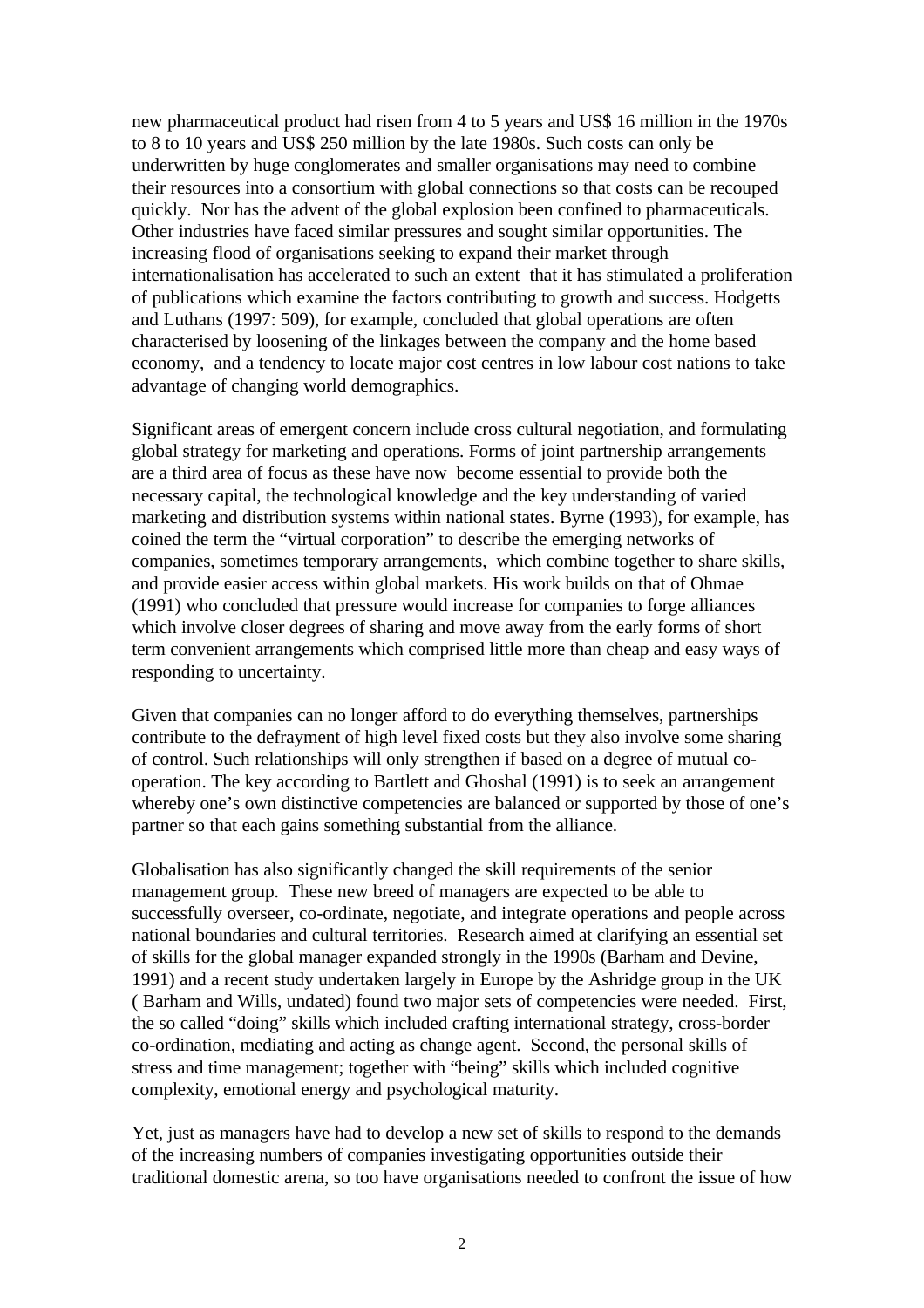new pharmaceutical product had risen from 4 to 5 years and US$ 16 million in the 1970s to 8 to 10 years and US$ 250 million by the late 1980s. Such costs can only be underwritten by huge conglomerates and smaller organisations may need to combine their resources into a consortium with global connections so that costs can be recouped quickly. Nor has the advent of the global explosion been confined to pharmaceuticals. Other industries have faced similar pressures and sought similar opportunities. The increasing flood of organisations seeking to expand their market through internationalisation has accelerated to such an extent that it has stimulated a proliferation of publications which examine the factors contributing to growth and success. Hodgetts and Luthans (1997: 509), for example, concluded that global operations are often characterised by loosening of the linkages between the company and the home based economy, and a tendency to locate major cost centres in low labour cost nations to take advantage of changing world demographics.

Significant areas of emergent concern include cross cultural negotiation, and formulating global strategy for marketing and operations. Forms of joint partnership arrangements are a third area of focus as these have now become essential to provide both the necessary capital, the technological knowledge and the key understanding of varied marketing and distribution systems within national states. Byrne (1993), for example, has coined the term the "virtual corporation" to describe the emerging networks of companies, sometimes temporary arrangements, which combine together to share skills, and provide easier access within global markets. His work builds on that of Ohmae (1991) who concluded that pressure would increase for companies to forge alliances which involve closer degrees of sharing and move away from the early forms of short term convenient arrangements which comprised little more than cheap and easy ways of responding to uncertainty.

Given that companies can no longer afford to do everything themselves, partnerships contribute to the defrayment of high level fixed costs but they also involve some sharing of control. Such relationships will only strengthen if based on a degree of mutual co-operation. The key according to Bartlett and Ghoshal (1991) is to seek an arrangement whereby one's own distinctive competencies are balanced or supported by those of one's partner so that each gains something substantial from the alliance.

Globalisation has also significantly changed the skill requirements of the senior management group. These new breed of managers are expected to be able to successfully overseer, co-ordinate, negotiate, and integrate operations and people across national boundaries and cultural territories. Research aimed at clarifying an essential set of skills for the global manager expanded strongly in the 1990s (Barham and Devine, 1991) and a recent study undertaken largely in Europe by the Ashridge group in the UK ( Barham and Wills, undated) found two major sets of competencies were needed. First, the so called "doing" skills which included crafting international strategy, cross-border co-ordination, mediating and acting as change agent. Second, the personal skills of stress and time management; together with "being" skills which included cognitive complexity, emotional energy and psychological maturity.

Yet, just as managers have had to develop a new set of skills to respond to the demands of the increasing numbers of companies investigating opportunities outside their traditional domestic arena, so too have organisations needed to confront the issue of how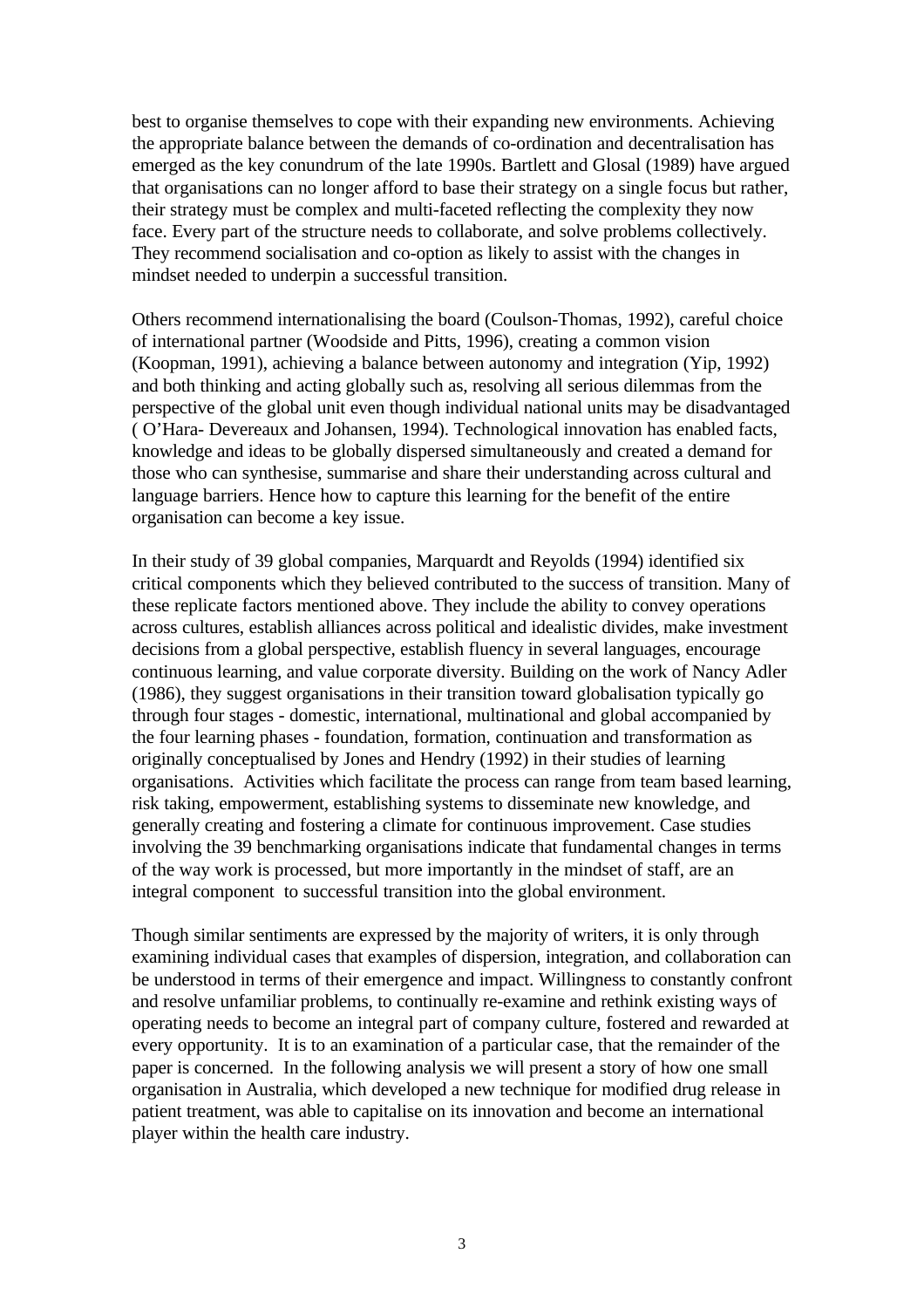best to organise themselves to cope with their expanding new environments. Achieving the appropriate balance between the demands of co-ordination and decentralisation has emerged as the key conundrum of the late 1990s. Bartlett and Glosal (1989) have argued that organisations can no longer afford to base their strategy on a single focus but rather, their strategy must be complex and multi-faceted reflecting the complexity they now face. Every part of the structure needs to collaborate, and solve problems collectively. They recommend socialisation and co-option as likely to assist with the changes in mindset needed to underpin a successful transition.

Others recommend internationalising the board (Coulson-Thomas, 1992), careful choice of international partner (Woodside and Pitts, 1996), creating a common vision (Koopman, 1991), achieving a balance between autonomy and integration (Yip, 1992) and both thinking and acting globally such as, resolving all serious dilemmas from the perspective of the global unit even though individual national units may be disadvantaged ( O'Hara- Devereaux and Johansen, 1994). Technological innovation has enabled facts, knowledge and ideas to be globally dispersed simultaneously and created a demand for those who can synthesise, summarise and share their understanding across cultural and language barriers. Hence how to capture this learning for the benefit of the entire organisation can become a key issue.

In their study of 39 global companies, Marquardt and Reyolds (1994) identified six critical components which they believed contributed to the success of transition. Many of these replicate factors mentioned above. They include the ability to convey operations across cultures, establish alliances across political and idealistic divides, make investment decisions from a global perspective, establish fluency in several languages, encourage continuous learning, and value corporate diversity. Building on the work of Nancy Adler (1986), they suggest organisations in their transition toward globalisation typically go through four stages - domestic, international, multinational and global accompanied by the four learning phases - foundation, formation, continuation and transformation as originally conceptualised by Jones and Hendry (1992) in their studies of learning organisations. Activities which facilitate the process can range from team based learning, risk taking, empowerment, establishing systems to disseminate new knowledge, and generally creating and fostering a climate for continuous improvement. Case studies involving the 39 benchmarking organisations indicate that fundamental changes in terms of the way work is processed, but more importantly in the mindset of staff, are an integral component to successful transition into the global environment.

Though similar sentiments are expressed by the majority of writers, it is only through examining individual cases that examples of dispersion, integration, and collaboration can be understood in terms of their emergence and impact. Willingness to constantly confront and resolve unfamiliar problems, to continually re-examine and rethink existing ways of operating needs to become an integral part of company culture, fostered and rewarded at every opportunity. It is to an examination of a particular case, that the remainder of the paper is concerned. In the following analysis we will present a story of how one small organisation in Australia, which developed a new technique for modified drug release in patient treatment, was able to capitalise on its innovation and become an international player within the health care industry.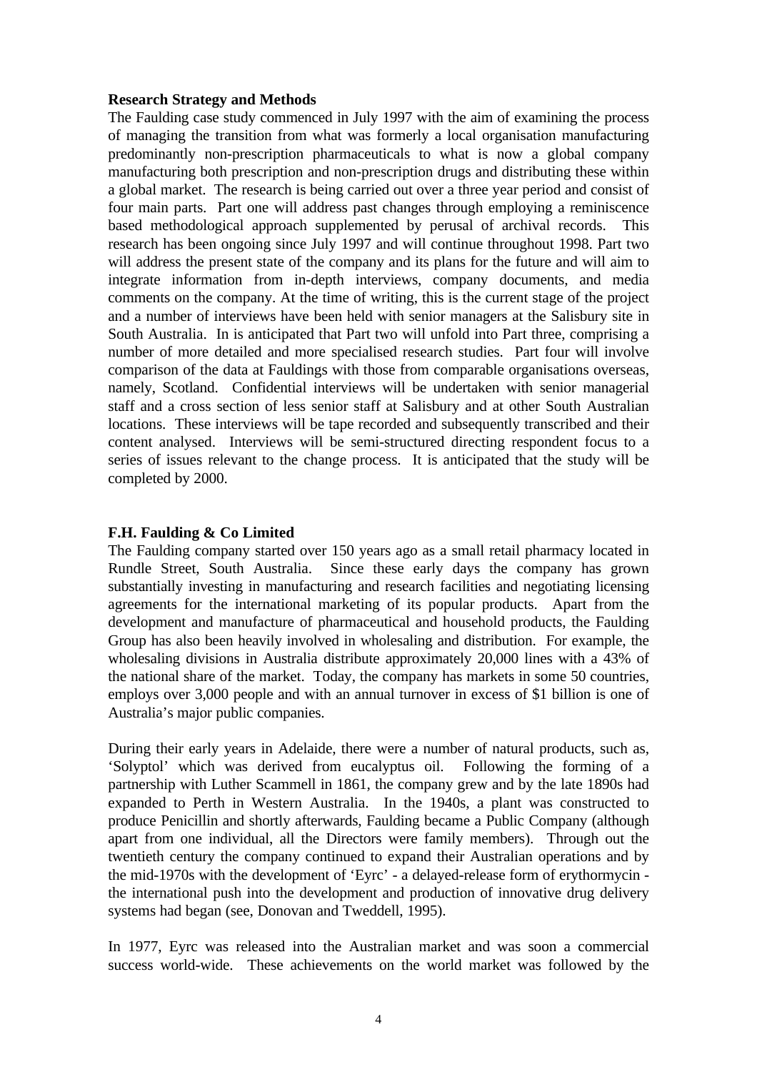**Research Strategy and Methods**

The Faulding case study commenced in July 1997 with the aim of examining the process of managing the transition from what was formerly a local organisation manufacturing predominantly non-prescription pharmaceuticals to what is now a global company manufacturing both prescription and non-prescription drugs and distributing these within a global market. The research is being carried out over a three year period and consist of four main parts. Part one will address past changes through employing a reminiscence based methodological approach supplemented by perusal of archival records. This research has been ongoing since July 1997 and will continue throughout 1998. Part two will address the present state of the company and its plans for the future and will aim to integrate information from in-depth interviews, company documents, and media comments on the company. At the time of writing, this is the current stage of the project and a number of interviews have been held with senior managers at the Salisbury site in South Australia. In is anticipated that Part two will unfold into Part three, comprising a number of more detailed and more specialised research studies. Part four will involve comparison of the data at Fauldings with those from comparable organisations overseas, namely, Scotland. Confidential interviews will be undertaken with senior managerial staff and a cross section of less senior staff at Salisbury and at other South Australian locations. These interviews will be tape recorded and subsequently transcribed and their content analysed. Interviews will be semi-structured directing respondent focus to a series of issues relevant to the change process. It is anticipated that the study will be completed by 2000.

**F.H. Faulding & Co Limited**

The Faulding company started over 150 years ago as a small retail pharmacy located in Rundle Street, South Australia. Since these early days the company has grown substantially investing in manufacturing and research facilities and negotiating licensing agreements for the international marketing of its popular products. Apart from the development and manufacture of pharmaceutical and household products, the Faulding Group has also been heavily involved in wholesaling and distribution. For example, the wholesaling divisions in Australia distribute approximately 20,000 lines with a 43% of the national share of the market. Today, the company has markets in some 50 countries, employs over 3,000 people and with an annual turnover in excess of $1 billion is one of Australia's major public companies.

During their early years in Adelaide, there were a number of natural products, such as, 'Solyptol' which was derived from eucalyptus oil. Following the forming of a partnership with Luther Scammell in 1861, the company grew and by the late 1890s had expanded to Perth in Western Australia. In the 1940s, a plant was constructed to produce Penicillin and shortly afterwards, Faulding became a Public Company (although apart from one individual, all the Directors were family members). Through out the twentieth century the company continued to expand their Australian operations and by the mid-1970s with the development of 'Eyrc' - a delayed-release form of erythormycin - the international push into the development and production of innovative drug delivery systems had began (see, Donovan and Tweddell, 1995).

In 1977, Eyrc was released into the Australian market and was soon a commercial success world-wide. These achievements on the world market was followed by the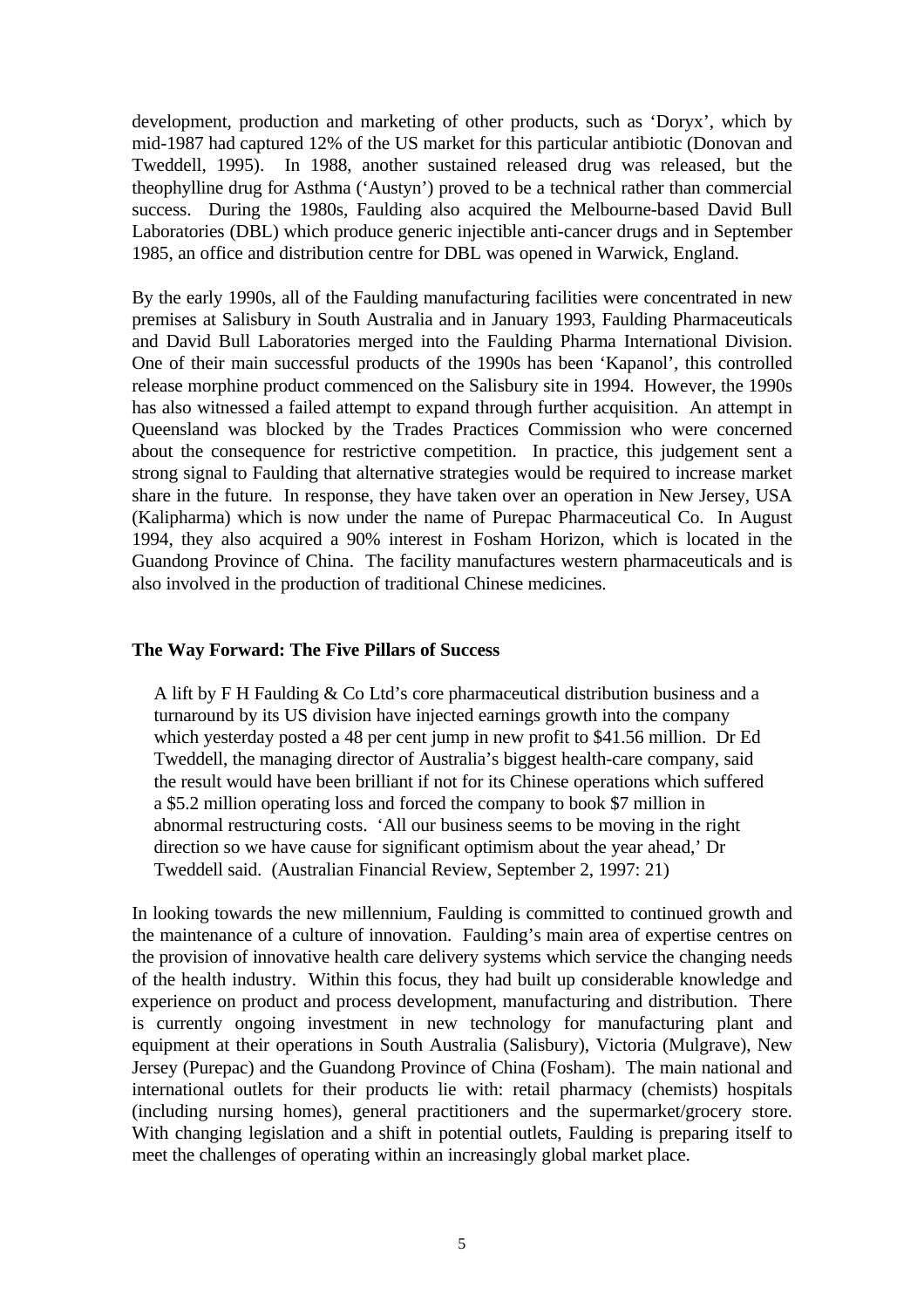development, production and marketing of other products, such as 'Doryx', which by mid-1987 had captured 12% of the US market for this particular antibiotic (Donovan and Tweddell, 1995). In 1988, another sustained released drug was released, but the theophylline drug for Asthma ('Austyn') proved to be a technical rather than commercial success. During the 1980s, Faulding also acquired the Melbourne-based David Bull Laboratories (DBL) which produce generic injectible anti-cancer drugs and in September 1985, an office and distribution centre for DBL was opened in Warwick, England.

By the early 1990s, all of the Faulding manufacturing facilities were concentrated in new premises at Salisbury in South Australia and in January 1993, Faulding Pharmaceuticals and David Bull Laboratories merged into the Faulding Pharma International Division. One of their main successful products of the 1990s has been 'Kapanol', this controlled release morphine product commenced on the Salisbury site in 1994. However, the 1990s has also witnessed a failed attempt to expand through further acquisition. An attempt in Queensland was blocked by the Trades Practices Commission who were concerned about the consequence for restrictive competition. In practice, this judgement sent a strong signal to Faulding that alternative strategies would be required to increase market share in the future. In response, they have taken over an operation in New Jersey, USA (Kalipharma) which is now under the name of Purepac Pharmaceutical Co. In August 1994, they also acquired a 90% interest in Fosham Horizon, which is located in the Guandong Province of China. The facility manufactures western pharmaceuticals and is also involved in the production of traditional Chinese medicines.

## The Way Forward: The Five Pillars of Success

> A lift by F H Faulding & Co Ltd's core pharmaceutical distribution business and a turnaround by its US division have injected earnings growth into the company which yesterday posted a 48 per cent jump in new profit to $41.56 million. Dr Ed Tweddell, the managing director of Australia's biggest health-care company, said the result would have been brilliant if not for its Chinese operations which suffered a $5.2 million operating loss and forced the company to book $7 million in abnormal restructuring costs. 'All our business seems to be moving in the right direction so we have cause for significant optimism about the year ahead,' Dr Tweddell said. (Australian Financial Review, September 2, 1997: 21)

In looking towards the new millennium, Faulding is committed to continued growth and the maintenance of a culture of innovation. Faulding's main area of expertise centres on the provision of innovative health care delivery systems which service the changing needs of the health industry. Within this focus, they had built up considerable knowledge and experience on product and process development, manufacturing and distribution. There is currently ongoing investment in new technology for manufacturing plant and equipment at their operations in South Australia (Salisbury), Victoria (Mulgrave), New Jersey (Purepac) and the Guandong Province of China (Fosham). The main national and international outlets for their products lie with: retail pharmacy (chemists) hospitals (including nursing homes), general practitioners and the supermarket/grocery store. With changing legislation and a shift in potential outlets, Faulding is preparing itself to meet the challenges of operating within an increasingly global market place.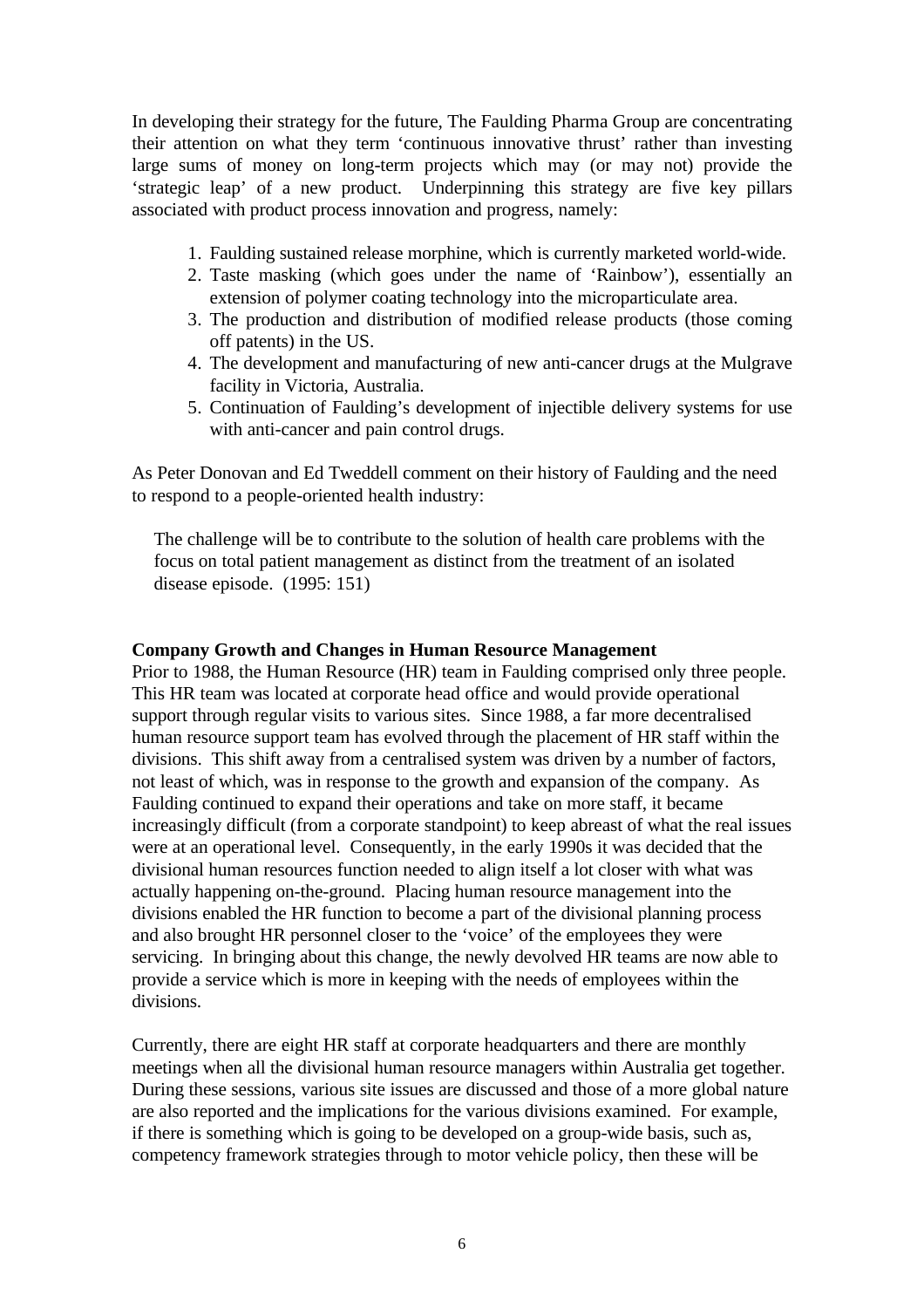In developing their strategy for the future, The Faulding Pharma Group are concentrating their attention on what they term 'continuous innovative thrust' rather than investing large sums of money on long-term projects which may (or may not) provide the 'strategic leap' of a new product. Underpinning this strategy are five key pillars associated with product process innovation and progress, namely:

1. Faulding sustained release morphine, which is currently marketed world-wide.
2. Taste masking (which goes under the name of 'Rainbow'), essentially an extension of polymer coating technology into the microparticulate area.
3. The production and distribution of modified release products (those coming off patents) in the US.
4. The development and manufacturing of new anti-cancer drugs at the Mulgrave facility in Victoria, Australia.
5. Continuation of Faulding's development of injectible delivery systems for use with anti-cancer and pain control drugs.

As Peter Donovan and Ed Tweddell comment on their history of Faulding and the need to respond to a people-oriented health industry:

> The challenge will be to contribute to the solution of health care problems with the focus on total patient management as distinct from the treatment of an isolated disease episode. (1995: 151)

**Company Growth and Changes in Human Resource Management**

Prior to 1988, the Human Resource (HR) team in Faulding comprised only three people. This HR team was located at corporate head office and would provide operational support through regular visits to various sites. Since 1988, a far more decentralised human resource support team has evolved through the placement of HR staff within the divisions. This shift away from a centralised system was driven by a number of factors, not least of which, was in response to the growth and expansion of the company. As Faulding continued to expand their operations and take on more staff, it became increasingly difficult (from a corporate standpoint) to keep abreast of what the real issues were at an operational level. Consequently, in the early 1990s it was decided that the divisional human resources function needed to align itself a lot closer with what was actually happening on-the-ground. Placing human resource management into the divisions enabled the HR function to become a part of the divisional planning process and also brought HR personnel closer to the 'voice' of the employees they were servicing. In bringing about this change, the newly devolved HR teams are now able to provide a service which is more in keeping with the needs of employees within the divisions.

Currently, there are eight HR staff at corporate headquarters and there are monthly meetings when all the divisional human resource managers within Australia get together. During these sessions, various site issues are discussed and those of a more global nature are also reported and the implications for the various divisions examined. For example, if there is something which is going to be developed on a group-wide basis, such as, competency framework strategies through to motor vehicle policy, then these will be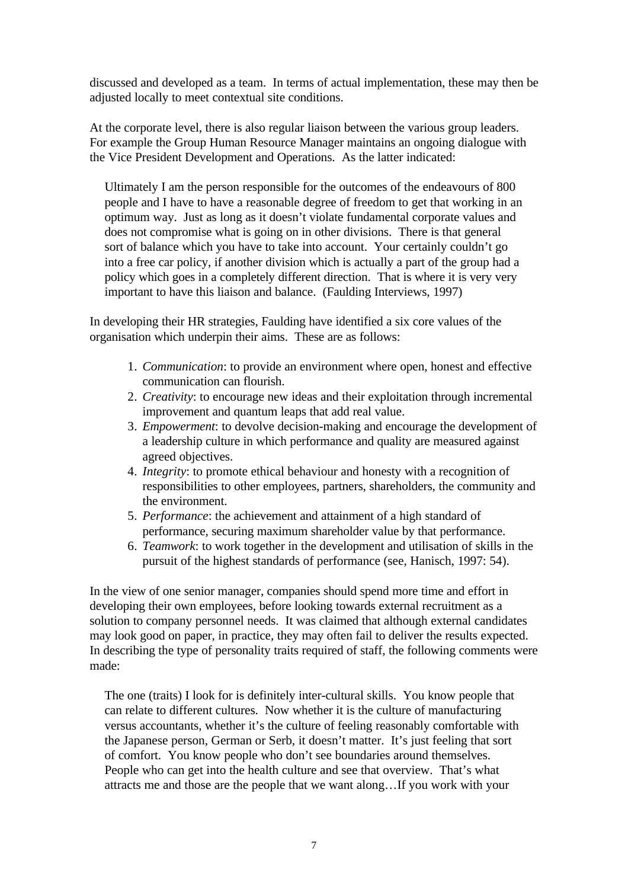discussed and developed as a team. In terms of actual implementation, these may then be adjusted locally to meet contextual site conditions.

At the corporate level, there is also regular liaison between the various group leaders. For example the Group Human Resource Manager maintains an ongoing dialogue with the Vice President Development and Operations. As the latter indicated:

> Ultimately I am the person responsible for the outcomes of the endeavours of 800 people and I have to have a reasonable degree of freedom to get that working in an optimum way. Just as long as it doesn't violate fundamental corporate values and does not compromise what is going on in other divisions. There is that general sort of balance which you have to take into account. Your certainly couldn't go into a free car policy, if another division which is actually a part of the group had a policy which goes in a completely different direction. That is where it is very very important to have this liaison and balance. (Faulding Interviews, 1997)

In developing their HR strategies, Faulding have identified a six core values of the organisation which underpin their aims. These are as follows:

1. *Communication*: to provide an environment where open, honest and effective communication can flourish.
2. *Creativity*: to encourage new ideas and their exploitation through incremental improvement and quantum leaps that add real value.
3. *Empowerment*: to devolve decision-making and encourage the development of a leadership culture in which performance and quality are measured against agreed objectives.
4. *Integrity*: to promote ethical behaviour and honesty with a recognition of responsibilities to other employees, partners, shareholders, the community and the environment.
5. *Performance*: the achievement and attainment of a high standard of performance, securing maximum shareholder value by that performance.
6. *Teamwork*: to work together in the development and utilisation of skills in the pursuit of the highest standards of performance (see, Hanisch, 1997: 54).

In the view of one senior manager, companies should spend more time and effort in developing their own employees, before looking towards external recruitment as a solution to company personnel needs. It was claimed that although external candidates may look good on paper, in practice, they may often fail to deliver the results expected. In describing the type of personality traits required of staff, the following comments were made:

> The one (traits) I look for is definitely inter-cultural skills. You know people that can relate to different cultures. Now whether it is the culture of manufacturing versus accountants, whether it's the culture of feeling reasonably comfortable with the Japanese person, German or Serb, it doesn't matter. It's just feeling that sort of comfort. You know people who don't see boundaries around themselves. People who can get into the health culture and see that overview. That's what attracts me and those are the people that we want along…If you work with your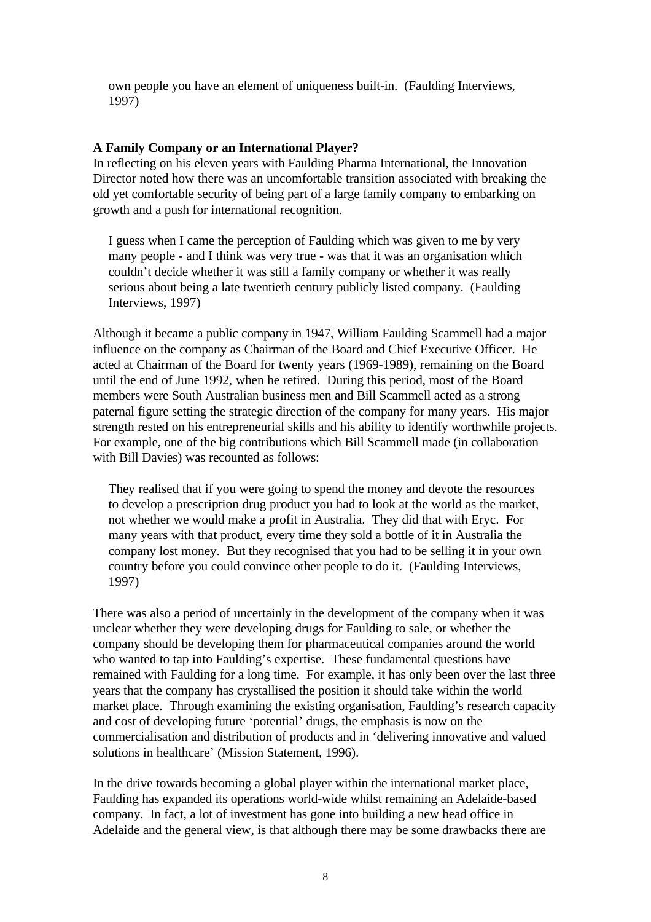> own people you have an element of uniqueness built-in. (Faulding Interviews, 1997)

**A Family Company or an International Player?**

In reflecting on his eleven years with Faulding Pharma International, the Innovation Director noted how there was an uncomfortable transition associated with breaking the old yet comfortable security of being part of a large family company to embarking on growth and a push for international recognition.

> I guess when I came the perception of Faulding which was given to me by very many people - and I think was very true - was that it was an organisation which couldn't decide whether it was still a family company or whether it was really serious about being a late twentieth century publicly listed company. (Faulding Interviews, 1997)

Although it became a public company in 1947, William Faulding Scammell had a major influence on the company as Chairman of the Board and Chief Executive Officer. He acted at Chairman of the Board for twenty years (1969-1989), remaining on the Board until the end of June 1992, when he retired. During this period, most of the Board members were South Australian business men and Bill Scammell acted as a strong paternal figure setting the strategic direction of the company for many years. His major strength rested on his entrepreneurial skills and his ability to identify worthwhile projects. For example, one of the big contributions which Bill Scammell made (in collaboration with Bill Davies) was recounted as follows:

> They realised that if you were going to spend the money and devote the resources to develop a prescription drug product you had to look at the world as the market, not whether we would make a profit in Australia. They did that with Eryc. For many years with that product, every time they sold a bottle of it in Australia the company lost money. But they recognised that you had to be selling it in your own country before you could convince other people to do it. (Faulding Interviews, 1997)

There was also a period of uncertainly in the development of the company when it was unclear whether they were developing drugs for Faulding to sale, or whether the company should be developing them for pharmaceutical companies around the world who wanted to tap into Faulding's expertise. These fundamental questions have remained with Faulding for a long time. For example, it has only been over the last three years that the company has crystallised the position it should take within the world market place. Through examining the existing organisation, Faulding's research capacity and cost of developing future 'potential' drugs, the emphasis is now on the commercialisation and distribution of products and in 'delivering innovative and valued solutions in healthcare' (Mission Statement, 1996).

In the drive towards becoming a global player within the international market place, Faulding has expanded its operations world-wide whilst remaining an Adelaide-based company. In fact, a lot of investment has gone into building a new head office in Adelaide and the general view, is that although there may be some drawbacks there are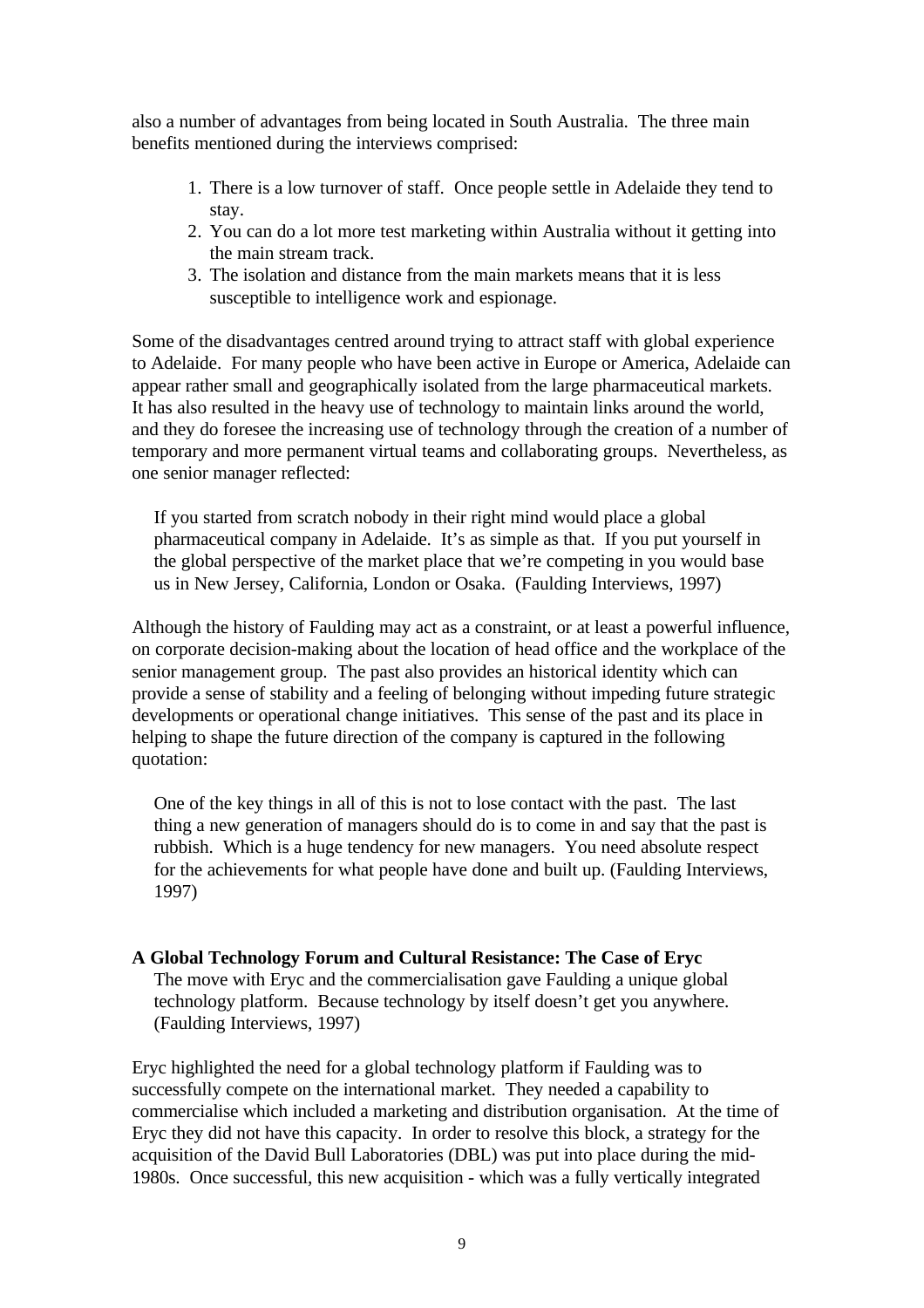also a number of advantages from being located in South Australia. The three main benefits mentioned during the interviews comprised:

1. There is a low turnover of staff. Once people settle in Adelaide they tend to stay.
2. You can do a lot more test marketing within Australia without it getting into the main stream track.
3. The isolation and distance from the main markets means that it is less susceptible to intelligence work and espionage.

Some of the disadvantages centred around trying to attract staff with global experience to Adelaide. For many people who have been active in Europe or America, Adelaide can appear rather small and geographically isolated from the large pharmaceutical markets. It has also resulted in the heavy use of technology to maintain links around the world, and they do foresee the increasing use of technology through the creation of a number of temporary and more permanent virtual teams and collaborating groups. Nevertheless, as one senior manager reflected:

> If you started from scratch nobody in their right mind would place a global pharmaceutical company in Adelaide. It's as simple as that. If you put yourself in the global perspective of the market place that we're competing in you would base us in New Jersey, California, London or Osaka. (Faulding Interviews, 1997)

Although the history of Faulding may act as a constraint, or at least a powerful influence, on corporate decision-making about the location of head office and the workplace of the senior management group. The past also provides an historical identity which can provide a sense of stability and a feeling of belonging without impeding future strategic developments or operational change initiatives. This sense of the past and its place in helping to shape the future direction of the company is captured in the following quotation:

> One of the key things in all of this is not to lose contact with the past. The last thing a new generation of managers should do is to come in and say that the past is rubbish. Which is a huge tendency for new managers. You need absolute respect for the achievements for what people have done and built up. (Faulding Interviews, 1997)

**A Global Technology Forum and Cultural Resistance: The Case of Eryc**

> The move with Eryc and the commercialisation gave Faulding a unique global technology platform. Because technology by itself doesn't get you anywhere. (Faulding Interviews, 1997)

Eryc highlighted the need for a global technology platform if Faulding was to successfully compete on the international market. They needed a capability to commercialise which included a marketing and distribution organisation. At the time of Eryc they did not have this capacity. In order to resolve this block, a strategy for the acquisition of the David Bull Laboratories (DBL) was put into place during the mid-1980s. Once successful, this new acquisition - which was a fully vertically integrated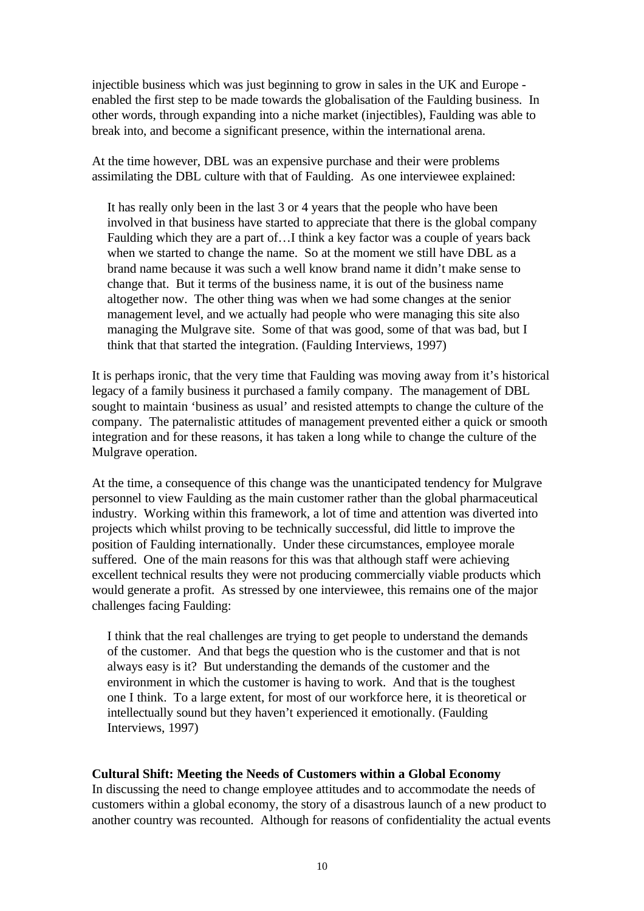injectible business which was just beginning to grow in sales in the UK and Europe - enabled the first step to be made towards the globalisation of the Faulding business. In other words, through expanding into a niche market (injectibles), Faulding was able to break into, and become a significant presence, within the international arena.

At the time however, DBL was an expensive purchase and their were problems assimilating the DBL culture with that of Faulding. As one interviewee explained:

> It has really only been in the last 3 or 4 years that the people who have been involved in that business have started to appreciate that there is the global company Faulding which they are a part of…I think a key factor was a couple of years back when we started to change the name. So at the moment we still have DBL as a brand name because it was such a well know brand name it didn't make sense to change that. But it terms of the business name, it is out of the business name altogether now. The other thing was when we had some changes at the senior management level, and we actually had people who were managing this site also managing the Mulgrave site. Some of that was good, some of that was bad, but I think that that started the integration. (Faulding Interviews, 1997)

It is perhaps ironic, that the very time that Faulding was moving away from it's historical legacy of a family business it purchased a family company. The management of DBL sought to maintain 'business as usual' and resisted attempts to change the culture of the company. The paternalistic attitudes of management prevented either a quick or smooth integration and for these reasons, it has taken a long while to change the culture of the Mulgrave operation.

At the time, a consequence of this change was the unanticipated tendency for Mulgrave personnel to view Faulding as the main customer rather than the global pharmaceutical industry. Working within this framework, a lot of time and attention was diverted into projects which whilst proving to be technically successful, did little to improve the position of Faulding internationally. Under these circumstances, employee morale suffered. One of the main reasons for this was that although staff were achieving excellent technical results they were not producing commercially viable products which would generate a profit. As stressed by one interviewee, this remains one of the major challenges facing Faulding:

> I think that the real challenges are trying to get people to understand the demands of the customer. And that begs the question who is the customer and that is not always easy is it? But understanding the demands of the customer and the environment in which the customer is having to work. And that is the toughest one I think. To a large extent, for most of our workforce here, it is theoretical or intellectually sound but they haven't experienced it emotionally. (Faulding Interviews, 1997)

**Cultural Shift: Meeting the Needs of Customers within a Global Economy**

In discussing the need to change employee attitudes and to accommodate the needs of customers within a global economy, the story of a disastrous launch of a new product to another country was recounted. Although for reasons of confidentiality the actual events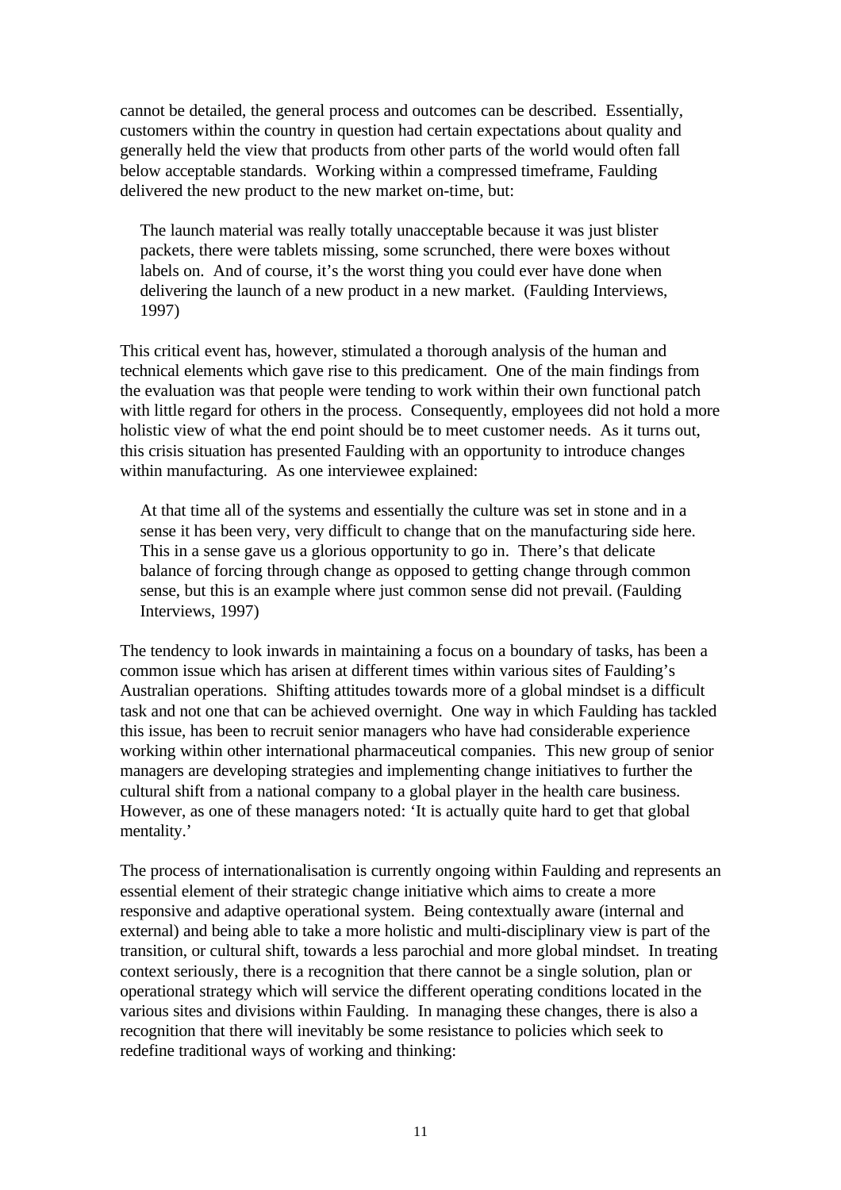cannot be detailed, the general process and outcomes can be described. Essentially, customers within the country in question had certain expectations about quality and generally held the view that products from other parts of the world would often fall below acceptable standards. Working within a compressed timeframe, Faulding delivered the new product to the new market on-time, but:

> The launch material was really totally unacceptable because it was just blister packets, there were tablets missing, some scrunched, there were boxes without labels on. And of course, it's the worst thing you could ever have done when delivering the launch of a new product in a new market. (Faulding Interviews, 1997)

This critical event has, however, stimulated a thorough analysis of the human and technical elements which gave rise to this predicament. One of the main findings from the evaluation was that people were tending to work within their own functional patch with little regard for others in the process. Consequently, employees did not hold a more holistic view of what the end point should be to meet customer needs. As it turns out, this crisis situation has presented Faulding with an opportunity to introduce changes within manufacturing. As one interviewee explained:

> At that time all of the systems and essentially the culture was set in stone and in a sense it has been very, very difficult to change that on the manufacturing side here. This in a sense gave us a glorious opportunity to go in. There's that delicate balance of forcing through change as opposed to getting change through common sense, but this is an example where just common sense did not prevail. (Faulding Interviews, 1997)

The tendency to look inwards in maintaining a focus on a boundary of tasks, has been a common issue which has arisen at different times within various sites of Faulding's Australian operations. Shifting attitudes towards more of a global mindset is a difficult task and not one that can be achieved overnight. One way in which Faulding has tackled this issue, has been to recruit senior managers who have had considerable experience working within other international pharmaceutical companies. This new group of senior managers are developing strategies and implementing change initiatives to further the cultural shift from a national company to a global player in the health care business. However, as one of these managers noted: 'It is actually quite hard to get that global mentality.'

The process of internationalisation is currently ongoing within Faulding and represents an essential element of their strategic change initiative which aims to create a more responsive and adaptive operational system. Being contextually aware (internal and external) and being able to take a more holistic and multi-disciplinary view is part of the transition, or cultural shift, towards a less parochial and more global mindset. In treating context seriously, there is a recognition that there cannot be a single solution, plan or operational strategy which will service the different operating conditions located in the various sites and divisions within Faulding. In managing these changes, there is also a recognition that there will inevitably be some resistance to policies which seek to redefine traditional ways of working and thinking: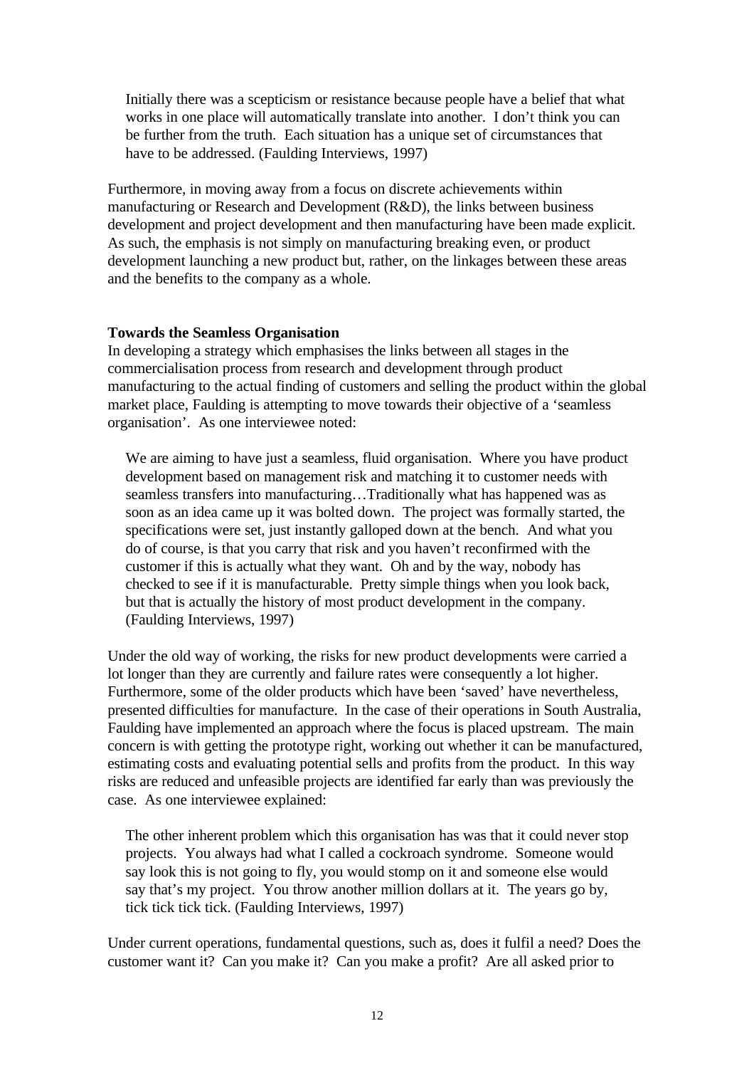> Initially there was a scepticism or resistance because people have a belief that what works in one place will automatically translate into another. I don't think you can be further from the truth. Each situation has a unique set of circumstances that have to be addressed. (Faulding Interviews, 1997)

Furthermore, in moving away from a focus on discrete achievements within manufacturing or Research and Development (R&D), the links between business development and project development and then manufacturing have been made explicit. As such, the emphasis is not simply on manufacturing breaking even, or product development launching a new product but, rather, on the linkages between these areas and the benefits to the company as a whole.

**Towards the Seamless Organisation**

In developing a strategy which emphasises the links between all stages in the commercialisation process from research and development through product manufacturing to the actual finding of customers and selling the product within the global market place, Faulding is attempting to move towards their objective of a 'seamless organisation'. As one interviewee noted:

> We are aiming to have just a seamless, fluid organisation. Where you have product development based on management risk and matching it to customer needs with seamless transfers into manufacturing…Traditionally what has happened was as soon as an idea came up it was bolted down. The project was formally started, the specifications were set, just instantly galloped down at the bench. And what you do of course, is that you carry that risk and you haven't reconfirmed with the customer if this is actually what they want. Oh and by the way, nobody has checked to see if it is manufacturable. Pretty simple things when you look back, but that is actually the history of most product development in the company. (Faulding Interviews, 1997)

Under the old way of working, the risks for new product developments were carried a lot longer than they are currently and failure rates were consequently a lot higher. Furthermore, some of the older products which have been 'saved' have nevertheless, presented difficulties for manufacture. In the case of their operations in South Australia, Faulding have implemented an approach where the focus is placed upstream. The main concern is with getting the prototype right, working out whether it can be manufactured, estimating costs and evaluating potential sells and profits from the product. In this way risks are reduced and unfeasible projects are identified far early than was previously the case. As one interviewee explained:

> The other inherent problem which this organisation has was that it could never stop projects. You always had what I called a cockroach syndrome. Someone would say look this is not going to fly, you would stomp on it and someone else would say that's my project. You throw another million dollars at it. The years go by, tick tick tick tick. (Faulding Interviews, 1997)

Under current operations, fundamental questions, such as, does it fulfil a need? Does the customer want it? Can you make it? Can you make a profit? Are all asked prior to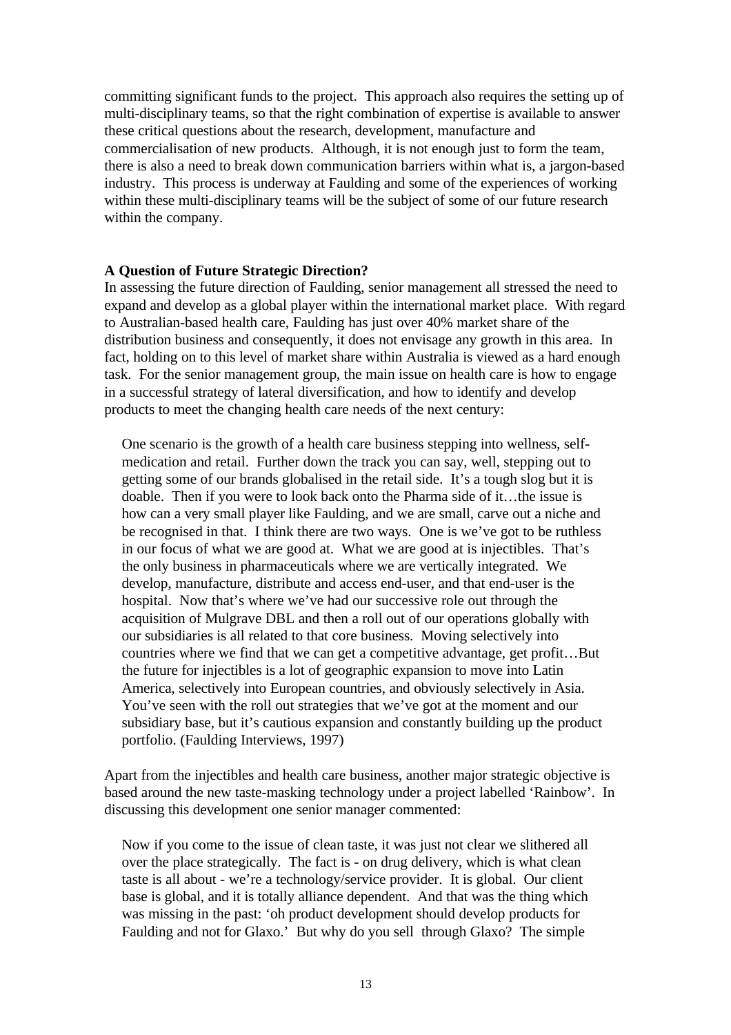committing significant funds to the project. This approach also requires the setting up of multi-disciplinary teams, so that the right combination of expertise is available to answer these critical questions about the research, development, manufacture and commercialisation of new products. Although, it is not enough just to form the team, there is also a need to break down communication barriers within what is, a jargon-based industry. This process is underway at Faulding and some of the experiences of working within these multi-disciplinary teams will be the subject of some of our future research within the company.

**A Question of Future Strategic Direction?**

In assessing the future direction of Faulding, senior management all stressed the need to expand and develop as a global player within the international market place. With regard to Australian-based health care, Faulding has just over 40% market share of the distribution business and consequently, it does not envisage any growth in this area. In fact, holding on to this level of market share within Australia is viewed as a hard enough task. For the senior management group, the main issue on health care is how to engage in a successful strategy of lateral diversification, and how to identify and develop products to meet the changing health care needs of the next century:

> One scenario is the growth of a health care business stepping into wellness, self-medication and retail. Further down the track you can say, well, stepping out to getting some of our brands globalised in the retail side. It's a tough slog but it is doable. Then if you were to look back onto the Pharma side of it…the issue is how can a very small player like Faulding, and we are small, carve out a niche and be recognised in that. I think there are two ways. One is we've got to be ruthless in our focus of what we are good at. What we are good at is injectibles. That's the only business in pharmaceuticals where we are vertically integrated. We develop, manufacture, distribute and access end-user, and that end-user is the hospital. Now that's where we've had our successive role out through the acquisition of Mulgrave DBL and then a roll out of our operations globally with our subsidiaries is all related to that core business. Moving selectively into countries where we find that we can get a competitive advantage, get profit…But the future for injectibles is a lot of geographic expansion to move into Latin America, selectively into European countries, and obviously selectively in Asia. You've seen with the roll out strategies that we've got at the moment and our subsidiary base, but it's cautious expansion and constantly building up the product portfolio. (Faulding Interviews, 1997)

Apart from the injectibles and health care business, another major strategic objective is based around the new taste-masking technology under a project labelled 'Rainbow'. In discussing this development one senior manager commented:

> Now if you come to the issue of clean taste, it was just not clear we slithered all over the place strategically. The fact is - on drug delivery, which is what clean taste is all about - we're a technology/service provider. It is global. Our client base is global, and it is totally alliance dependent. And that was the thing which was missing in the past: 'oh product development should develop products for Faulding and not for Glaxo.' But why do you sell through Glaxo? The simple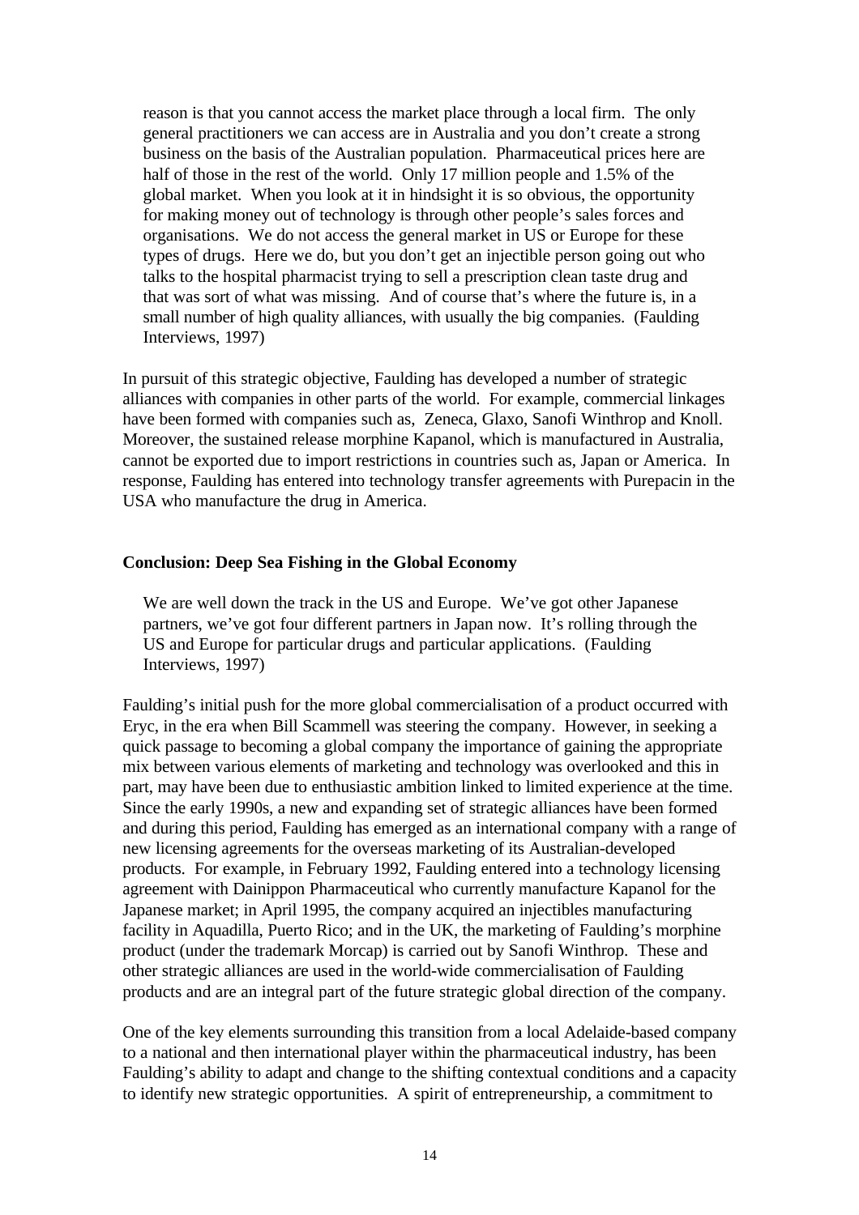> reason is that you cannot access the market place through a local firm. The only general practitioners we can access are in Australia and you don't create a strong business on the basis of the Australian population. Pharmaceutical prices here are half of those in the rest of the world. Only 17 million people and 1.5% of the global market. When you look at it in hindsight it is so obvious, the opportunity for making money out of technology is through other people's sales forces and organisations. We do not access the general market in US or Europe for these types of drugs. Here we do, but you don't get an injectible person going out who talks to the hospital pharmacist trying to sell a prescription clean taste drug and that was sort of what was missing. And of course that's where the future is, in a small number of high quality alliances, with usually the big companies. (Faulding Interviews, 1997)

In pursuit of this strategic objective, Faulding has developed a number of strategic alliances with companies in other parts of the world. For example, commercial linkages have been formed with companies such as, Zeneca, Glaxo, Sanofi Winthrop and Knoll. Moreover, the sustained release morphine Kapanol, which is manufactured in Australia, cannot be exported due to import restrictions in countries such as, Japan or America. In response, Faulding has entered into technology transfer agreements with Purepacin in the USA who manufacture the drug in America.

## Conclusion: Deep Sea Fishing in the Global Economy

> We are well down the track in the US and Europe. We've got other Japanese partners, we've got four different partners in Japan now. It's rolling through the US and Europe for particular drugs and particular applications. (Faulding Interviews, 1997)

Faulding's initial push for the more global commercialisation of a product occurred with Eryc, in the era when Bill Scammell was steering the company. However, in seeking a quick passage to becoming a global company the importance of gaining the appropriate mix between various elements of marketing and technology was overlooked and this in part, may have been due to enthusiastic ambition linked to limited experience at the time. Since the early 1990s, a new and expanding set of strategic alliances have been formed and during this period, Faulding has emerged as an international company with a range of new licensing agreements for the overseas marketing of its Australian-developed products. For example, in February 1992, Faulding entered into a technology licensing agreement with Dainippon Pharmaceutical who currently manufacture Kapanol for the Japanese market; in April 1995, the company acquired an injectibles manufacturing facility in Aquadilla, Puerto Rico; and in the UK, the marketing of Faulding's morphine product (under the trademark Morcap) is carried out by Sanofi Winthrop. These and other strategic alliances are used in the world-wide commercialisation of Faulding products and are an integral part of the future strategic global direction of the company.

One of the key elements surrounding this transition from a local Adelaide-based company to a national and then international player within the pharmaceutical industry, has been Faulding's ability to adapt and change to the shifting contextual conditions and a capacity to identify new strategic opportunities. A spirit of entrepreneurship, a commitment to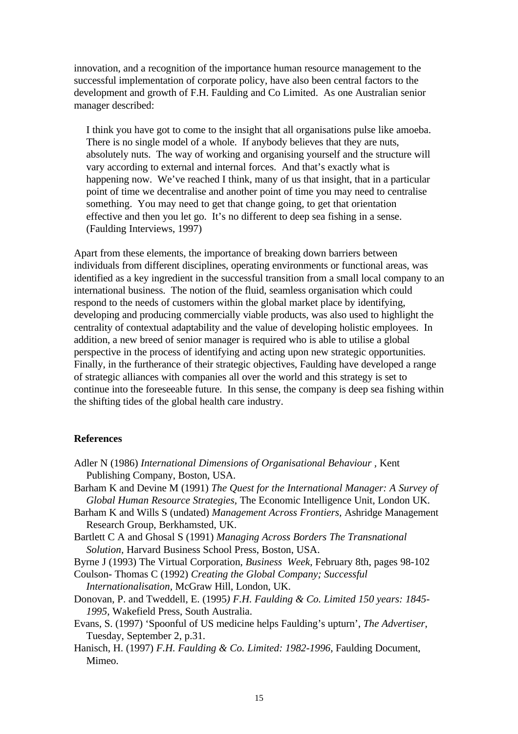innovation, and a recognition of the importance human resource management to the successful implementation of corporate policy, have also been central factors to the development and growth of F.H. Faulding and Co Limited. As one Australian senior manager described:

> I think you have got to come to the insight that all organisations pulse like amoeba. There is no single model of a whole. If anybody believes that they are nuts, absolutely nuts. The way of working and organising yourself and the structure will vary according to external and internal forces. And that's exactly what is happening now. We've reached I think, many of us that insight, that in a particular point of time we decentralise and another point of time you may need to centralise something. You may need to get that change going, to get that orientation effective and then you let go. It's no different to deep sea fishing in a sense. (Faulding Interviews, 1997)

Apart from these elements, the importance of breaking down barriers between individuals from different disciplines, operating environments or functional areas, was identified as a key ingredient in the successful transition from a small local company to an international business. The notion of the fluid, seamless organisation which could respond to the needs of customers within the global market place by identifying, developing and producing commercially viable products, was also used to highlight the centrality of contextual adaptability and the value of developing holistic employees. In addition, a new breed of senior manager is required who is able to utilise a global perspective in the process of identifying and acting upon new strategic opportunities. Finally, in the furtherance of their strategic objectives, Faulding have developed a range of strategic alliances with companies all over the world and this strategy is set to continue into the foreseeable future. In this sense, the company is deep sea fishing within the shifting tides of the global health care industry.

## References

Adler N (1986) *International Dimensions of Organisational Behaviour* , Kent Publishing Company, Boston, USA.

Barham K and Devine M (1991) *The Quest for the International Manager: A Survey of Global Human Resource Strategies*, The Economic Intelligence Unit, London UK.

Barham K and Wills S (undated) *Management Across Frontiers*, Ashridge Management Research Group, Berkhamsted, UK.

Bartlett C A and Ghosal S (1991) *Managing Across Borders The Transnational Solution*, Harvard Business School Press, Boston, USA.

Byrne J (1993) The Virtual Corporation, *Business Week*, February 8th, pages 98-102

Coulson- Thomas C (1992) *Creating the Global Company; Successful Internationalisation*, McGraw Hill, London, UK.

Donovan, P. and Tweddell, E. (1995*) F.H. Faulding & Co. Limited 150 years: 1845-1995*, Wakefield Press, South Australia.

Evans, S. (1997) 'Spoonful of US medicine helps Faulding's upturn', *The Advertiser*, Tuesday, September 2, p.31.

Hanisch, H. (1997) *F.H. Faulding & Co. Limited: 1982-1996*, Faulding Document, Mimeo.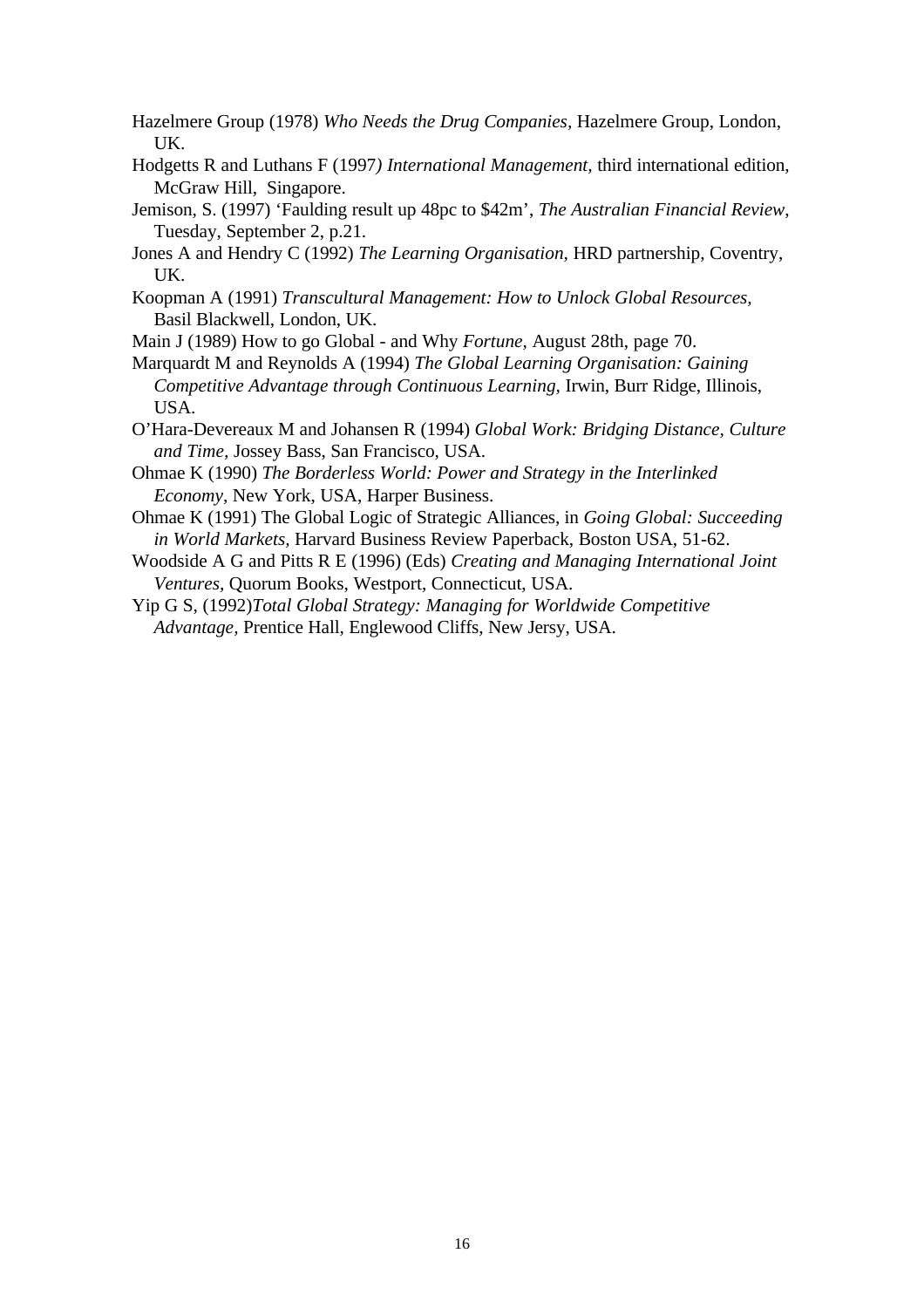Hazelmere Group (1978) *Who Needs the Drug Companies*, Hazelmere Group, London, UK.

Hodgetts R and Luthans F (1997*) International Management,* third international edition, McGraw Hill, Singapore.

Jemison, S. (1997) 'Faulding result up 48pc to $42m', *The Australian Financial Review*, Tuesday, September 2, p.21.

Jones A and Hendry C (1992) *The Learning Organisation,* HRD partnership, Coventry, UK.

Koopman A (1991) *Transcultural Management: How to Unlock Global Resources,* Basil Blackwell, London, UK.

Main J (1989) How to go Global - and Why *Fortune*, August 28th, page 70.

Marquardt M and Reynolds A (1994) *The Global Learning Organisation: Gaining Competitive Advantage through Continuous Learning,* Irwin, Burr Ridge, Illinois, USA.

O'Hara-Devereaux M and Johansen R (1994) *Global Work: Bridging Distance, Culture and Time,* Jossey Bass, San Francisco, USA.

Ohmae K (1990) *The Borderless World: Power and Strategy in the Interlinked Economy*, New York, USA, Harper Business.

Ohmae K (1991) The Global Logic of Strategic Alliances, in *Going Global: Succeeding in World Markets,* Harvard Business Review Paperback, Boston USA, 51-62.

Woodside A G and Pitts R E (1996) (Eds) *Creating and Managing International Joint Ventures,* Quorum Books, Westport, Connecticut, USA.

Yip G S, (1992)*Total Global Strategy: Managing for Worldwide Competitive Advantage,* Prentice Hall, Englewood Cliffs, New Jersy, USA.